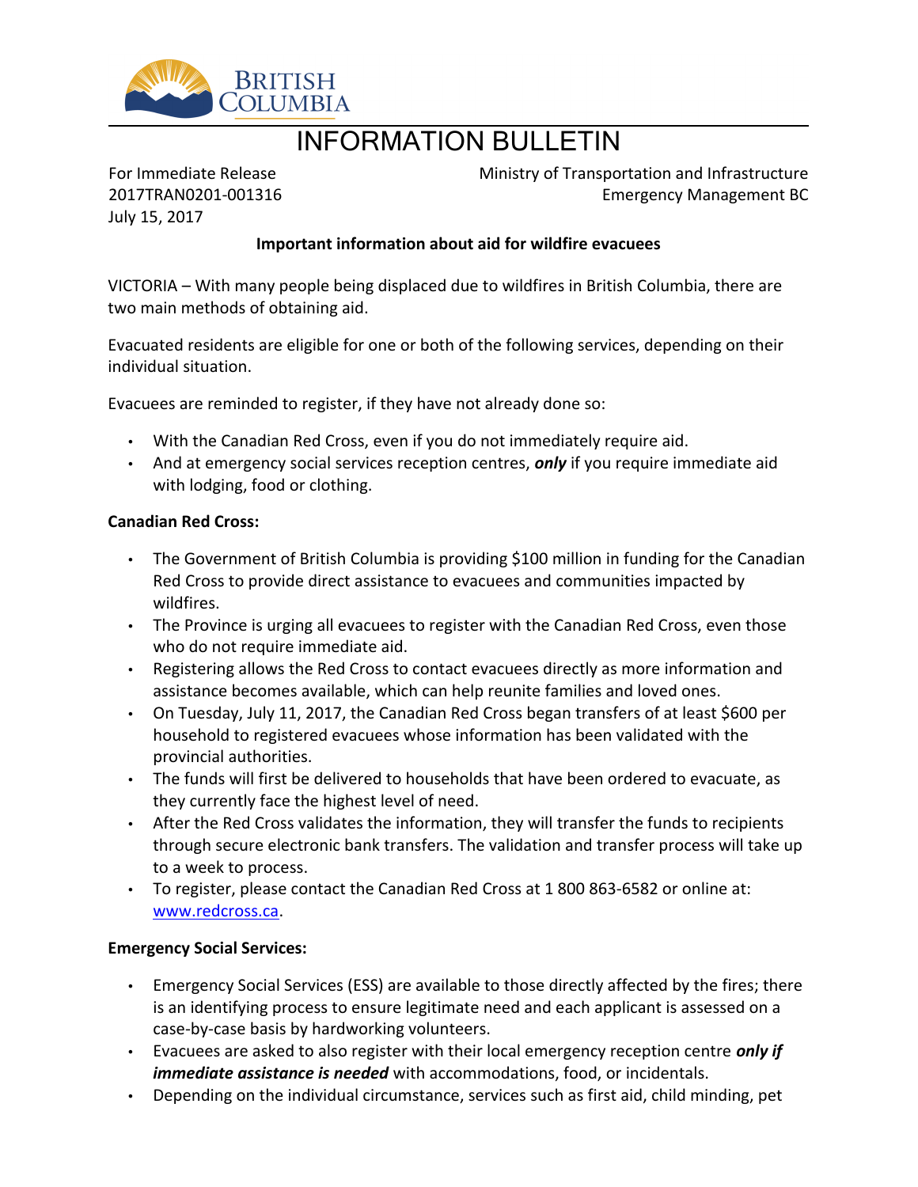BRITISH COLUMBIA

# INFORMATION BULLETIN

For Immediate Release
2017TRAN0201-001316
July 15, 2017

Ministry of Transportation and Infrastructure
Emergency Management BC

**Important information about aid for wildfire evacuees**

VICTORIA – With many people being displaced due to wildfires in British Columbia, there are two main methods of obtaining aid.

Evacuated residents are eligible for one or both of the following services, depending on their individual situation.

Evacuees are reminded to register, if they have not already done so:

- With the Canadian Red Cross, even if you do not immediately require aid.
- And at emergency social services reception centres, ***only*** if you require immediate aid with lodging, food or clothing.

**Canadian Red Cross:**

- The Government of British Columbia is providing $100 million in funding for the Canadian Red Cross to provide direct assistance to evacuees and communities impacted by wildfires.
- The Province is urging all evacuees to register with the Canadian Red Cross, even those who do not require immediate aid.
- Registering allows the Red Cross to contact evacuees directly as more information and assistance becomes available, which can help reunite families and loved ones.
- On Tuesday, July 11, 2017, the Canadian Red Cross began transfers of at least $600 per household to registered evacuees whose information has been validated with the provincial authorities.
- The funds will first be delivered to households that have been ordered to evacuate, as they currently face the highest level of need.
- After the Red Cross validates the information, they will transfer the funds to recipients through secure electronic bank transfers. The validation and transfer process will take up to a week to process.
- To register, please contact the Canadian Red Cross at 1 800 863-6582 or online at: [www.redcross.ca](www.redcross.ca).

**Emergency Social Services:**

- Emergency Social Services (ESS) are available to those directly affected by the fires; there is an identifying process to ensure legitimate need and each applicant is assessed on a case-by-case basis by hardworking volunteers.
- Evacuees are asked to also register with their local emergency reception centre ***only if immediate assistance is needed*** with accommodations, food, or incidentals.
- Depending on the individual circumstance, services such as first aid, child minding, pet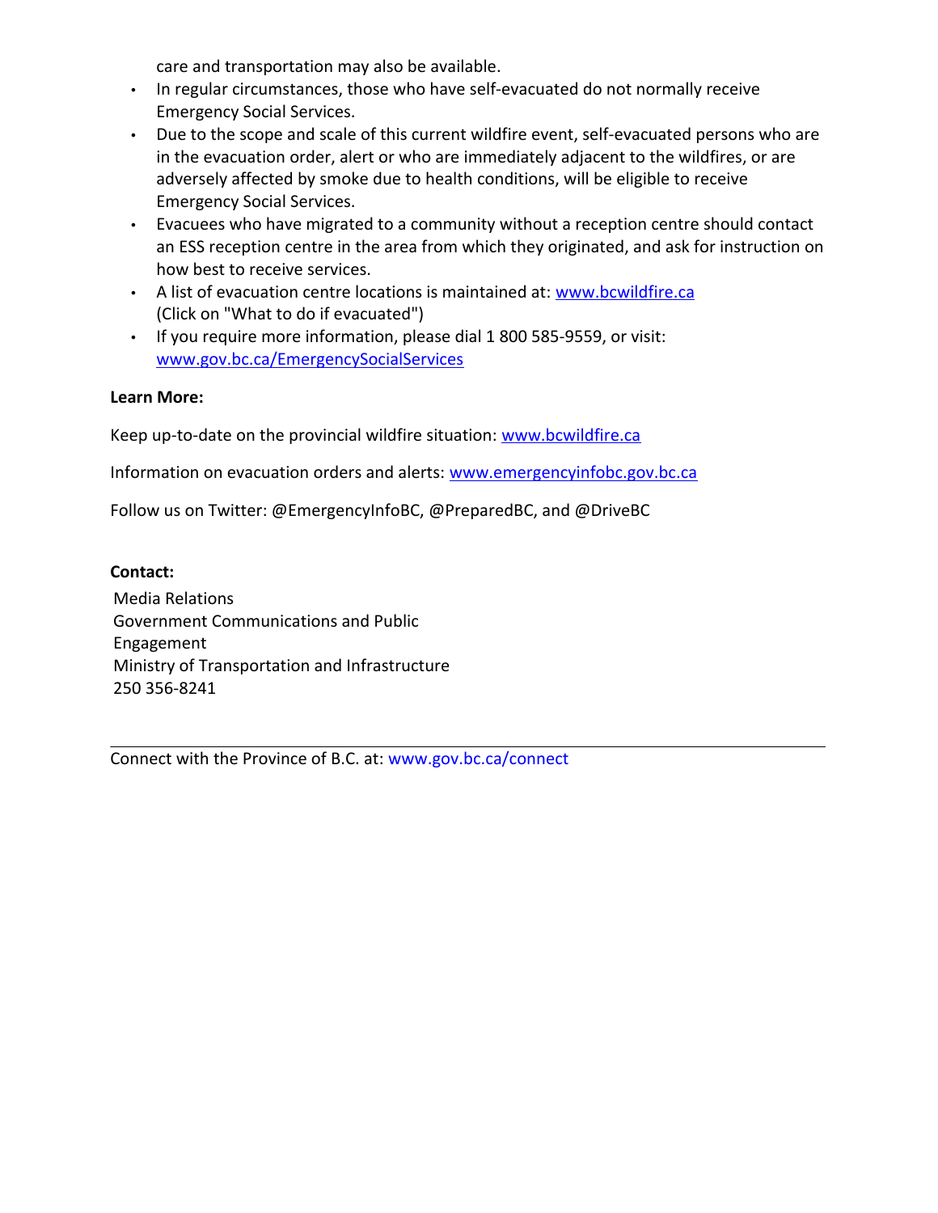care and transportation may also be available.

- In regular circumstances, those who have self-evacuated do not normally receive Emergency Social Services.
- Due to the scope and scale of this current wildfire event, self-evacuated persons who are in the evacuation order, alert or who are immediately adjacent to the wildfires, or are adversely affected by smoke due to health conditions, will be eligible to receive Emergency Social Services.
- Evacuees who have migrated to a community without a reception centre should contact an ESS reception centre in the area from which they originated, and ask for instruction on how best to receive services.
- A list of evacuation centre locations is maintained at: www.bcwildfire.ca (Click on "What to do if evacuated")
- If you require more information, please dial 1 800 585-9559, or visit: www.gov.bc.ca/EmergencySocialServices

**Learn More:**

Keep up-to-date on the provincial wildfire situation: www.bcwildfire.ca

Information on evacuation orders and alerts: www.emergencyinfobc.gov.bc.ca

Follow us on Twitter: @EmergencyInfoBC, @PreparedBC, and @DriveBC

**Contact:**

Media Relations
Government Communications and Public Engagement
Ministry of Transportation and Infrastructure
250 356-8241

---

Connect with the Province of B.C. at: www.gov.bc.ca/connect